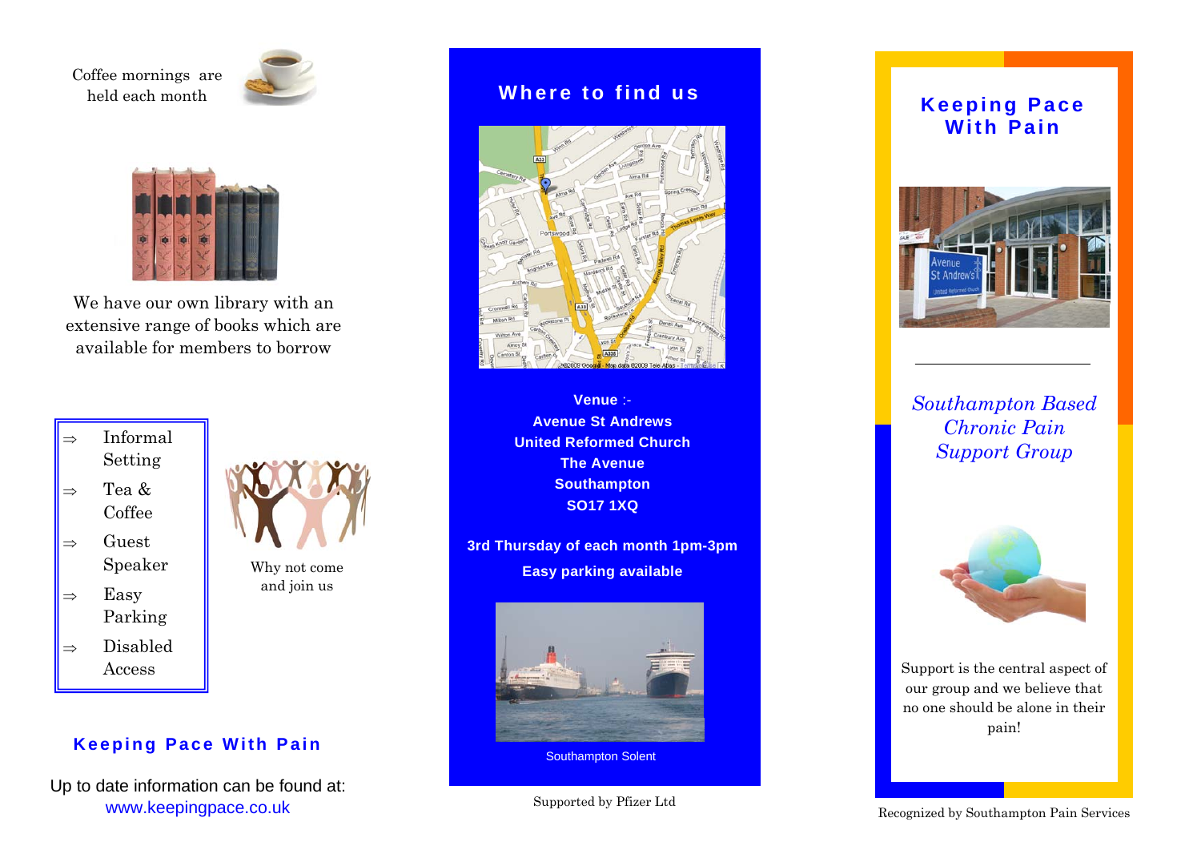Coffee mornings are held each month

We have our own library with an extensive range of books which are available for members to borrow

- ⇒ Informal Setting
- ⇒ Tea & Coffee
- ⇒ Guest Speaker
- ⇒ Easy Parking
- ⇒ Disabled Access

Why not come and join us

**Keeping Pace With Pain**

Up to date information can be found at:
www.keepingpace.co.uk

## Where to find us

**Venue :-**
**Avenue St Andrews**
**United Reformed Church**
**The Avenue**
**Southampton**
**SO17 1XQ**

**3rd Thursday of each month 1pm-3pm**

**Easy parking available**

Southampton Solent

Supported by Pfizer Ltd

# Keeping Pace With Pain

*Southampton Based Chronic Pain Support Group*

Support is the central aspect of our group and we believe that no one should be alone in their pain!

Recognized by Southampton Pain Services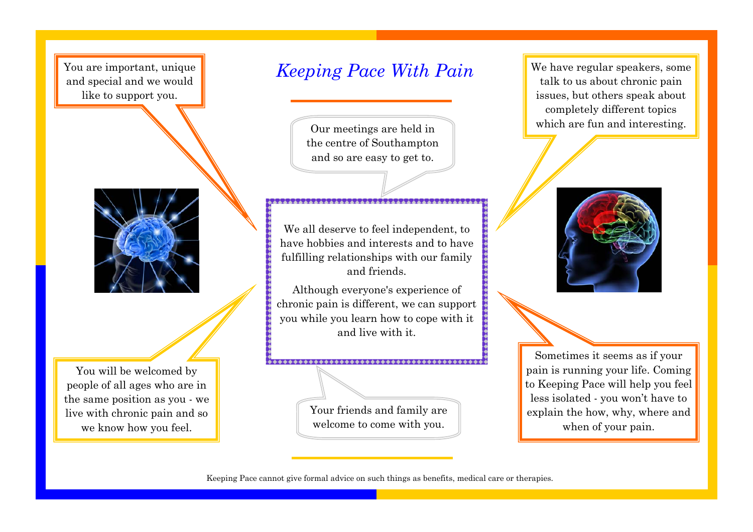# *Keeping Pace With Pain*

You are important, unique and special and we would like to support you.

Our meetings are held in the centre of Southampton and so are easy to get to.

We have regular speakers, some talk to us about chronic pain issues, but others speak about completely different topics which are fun and interesting.

We all deserve to feel independent, to have hobbies and interests and to have fulfilling relationships with our family and friends.

Although everyone's experience of chronic pain is different, we can support you while you learn how to cope with it and live with it.

You will be welcomed by people of all ages who are in the same position as you - we live with chronic pain and so we know how you feel.

Your friends and family are welcome to come with you.

Sometimes it seems as if your pain is running your life. Coming to Keeping Pace will help you feel less isolated - you won't have to explain the how, why, where and when of your pain.

Keeping Pace cannot give formal advice on such things as benefits, medical care or therapies.